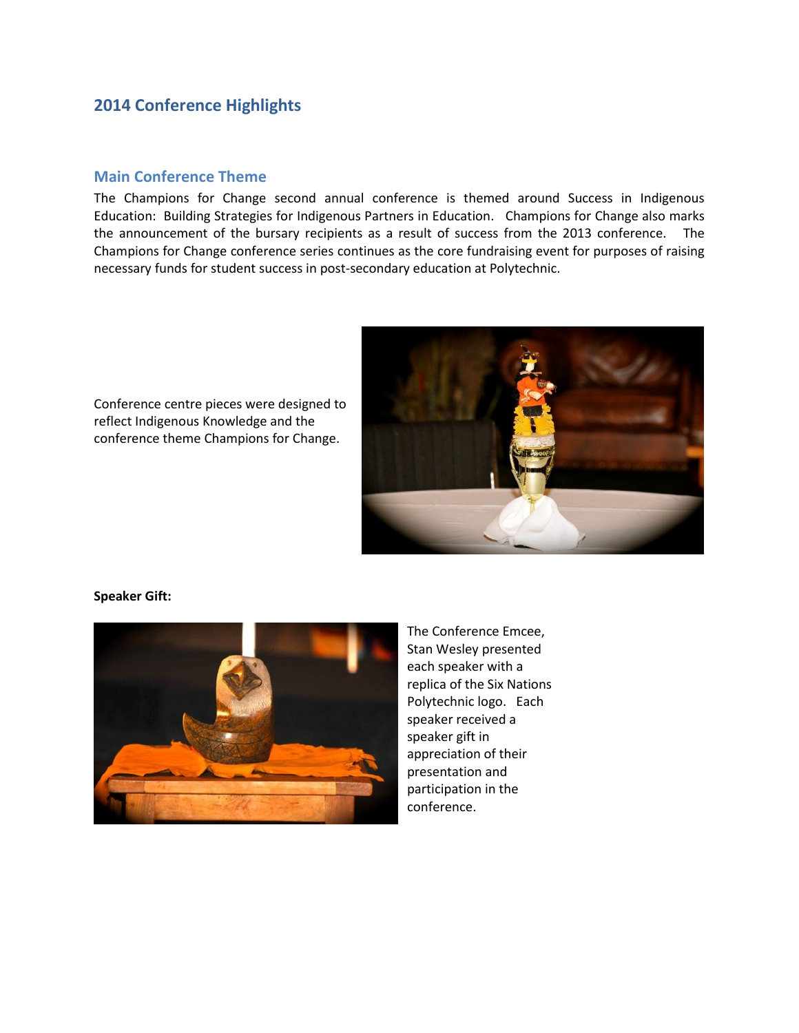# 2014 Conference Highlights

## Main Conference Theme

The Champions for Change second annual conference is themed around Success in Indigenous Education: Building Strategies for Indigenous Partners in Education. Champions for Change also marks the announcement of the bursary recipients as a result of success from the 2013 conference. The Champions for Change conference series continues as the core fundraising event for purposes of raising necessary funds for student success in post-secondary education at Polytechnic.

Conference centre pieces were designed to reflect Indigenous Knowledge and the conference theme Champions for Change.

**Speaker Gift:**

The Conference Emcee, Stan Wesley presented each speaker with a replica of the Six Nations Polytechnic logo. Each speaker received a speaker gift in appreciation of their presentation and participation in the conference.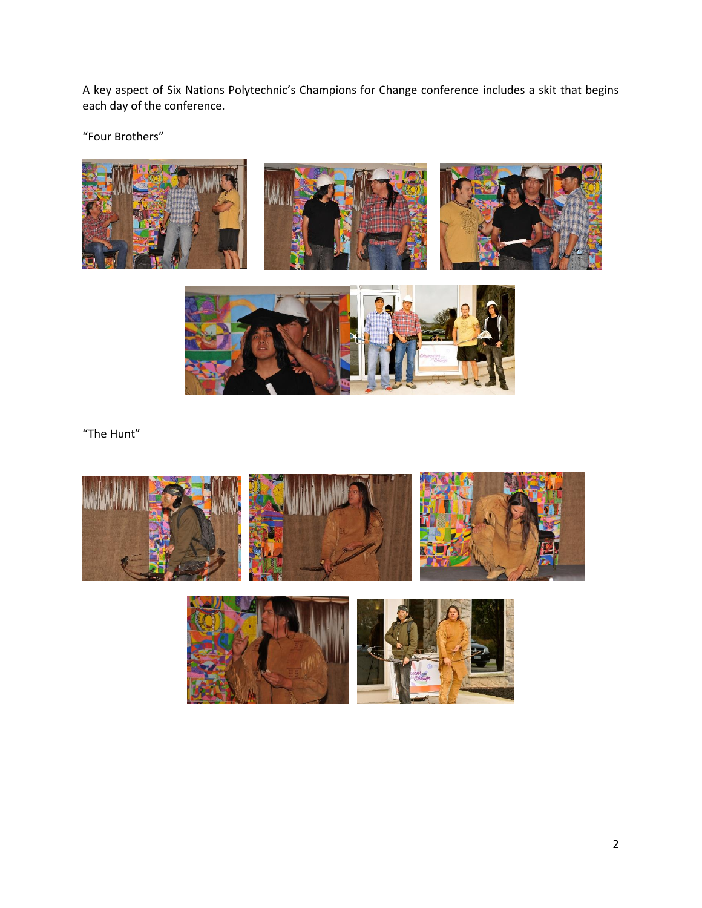A key aspect of Six Nations Polytechnic's Champions for Change conference includes a skit that begins each day of the conference.

"Four Brothers"

"The Hunt"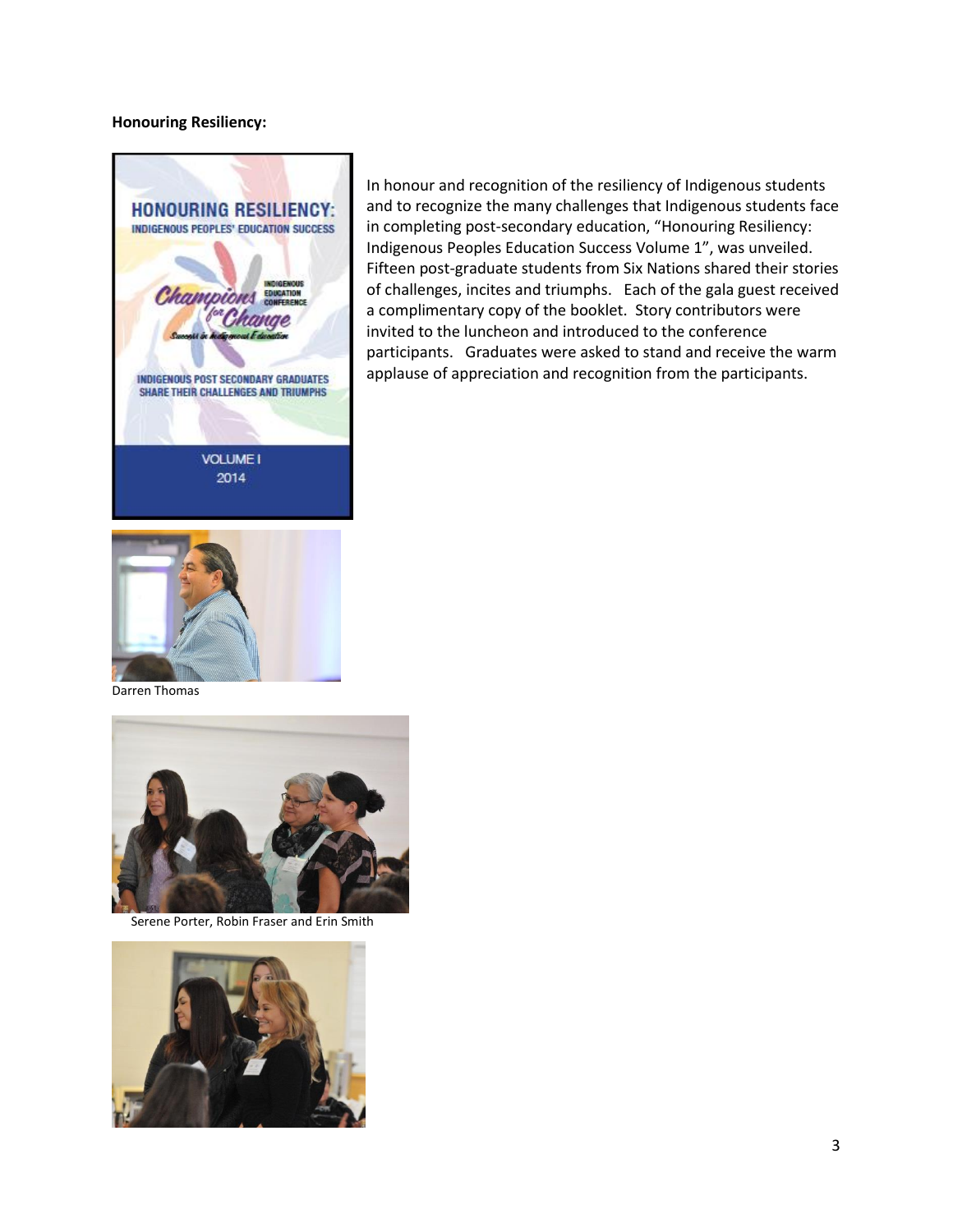**Honouring Resiliency:**

In honour and recognition of the resiliency of Indigenous students and to recognize the many challenges that Indigenous students face in completing post-secondary education, "Honouring Resiliency: Indigenous Peoples Education Success Volume 1", was unveiled. Fifteen post-graduate students from Six Nations shared their stories of challenges, incites and triumphs. Each of the gala guest received a complimentary copy of the booklet. Story contributors were invited to the luncheon and introduced to the conference participants. Graduates were asked to stand and receive the warm applause of appreciation and recognition from the participants.

Darren Thomas

Serene Porter, Robin Fraser and Erin Smith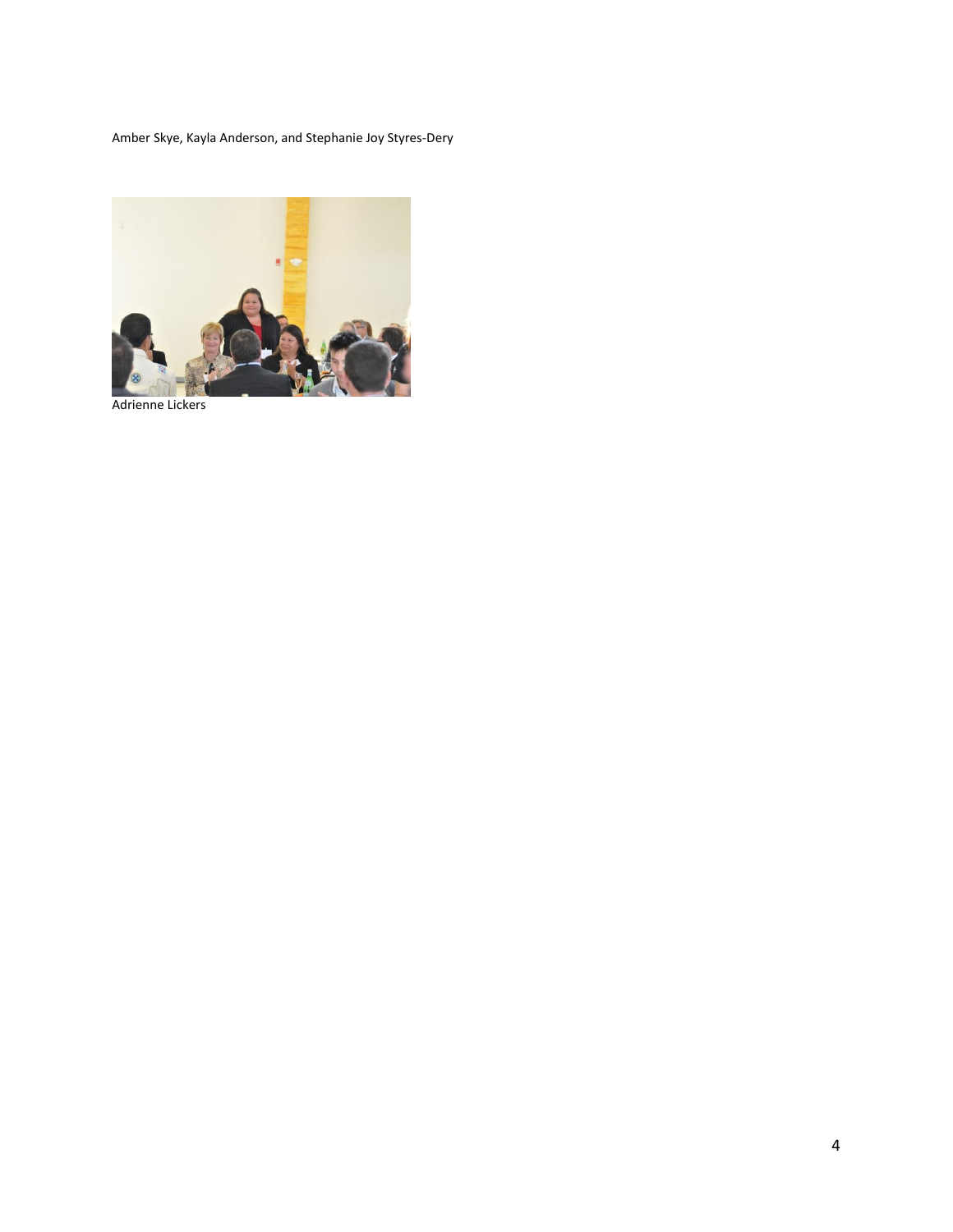Amber Skye, Kayla Anderson, and Stephanie Joy Styres-Dery

Adrienne Lickers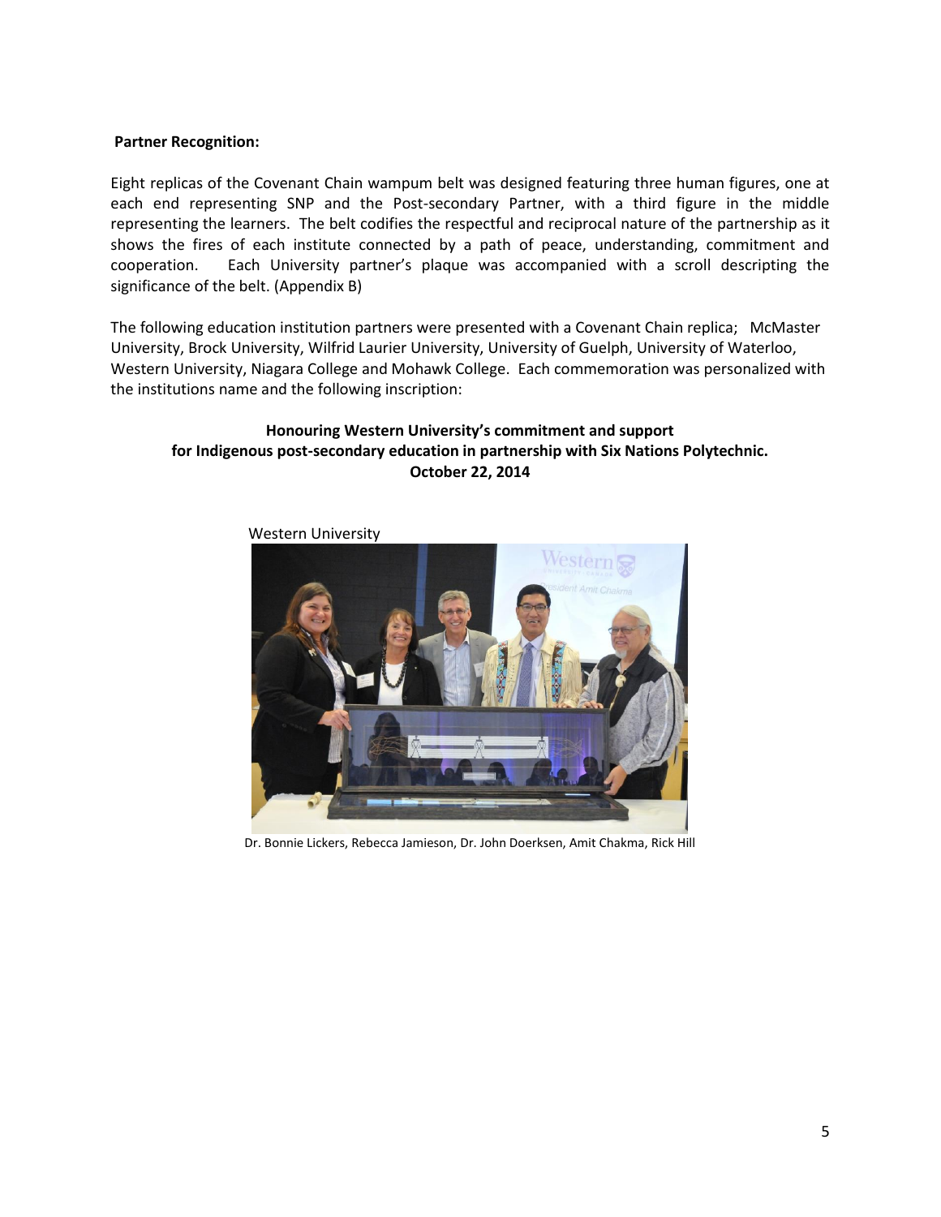**Partner Recognition:**

Eight replicas of the Covenant Chain wampum belt was designed featuring three human figures, one at each end representing SNP and the Post-secondary Partner, with a third figure in the middle representing the learners. The belt codifies the respectful and reciprocal nature of the partnership as it shows the fires of each institute connected by a path of peace, understanding, commitment and cooperation. Each University partner's plaque was accompanied with a scroll descripting the significance of the belt. (Appendix B)

The following education institution partners were presented with a Covenant Chain replica; McMaster University, Brock University, Wilfrid Laurier University, University of Guelph, University of Waterloo, Western University, Niagara College and Mohawk College. Each commemoration was personalized with the institutions name and the following inscription:

**Honouring Western University's commitment and support for Indigenous post-secondary education in partnership with Six Nations Polytechnic. October 22, 2014**

Western University

Dr. Bonnie Lickers, Rebecca Jamieson, Dr. John Doerksen, Amit Chakma, Rick Hill